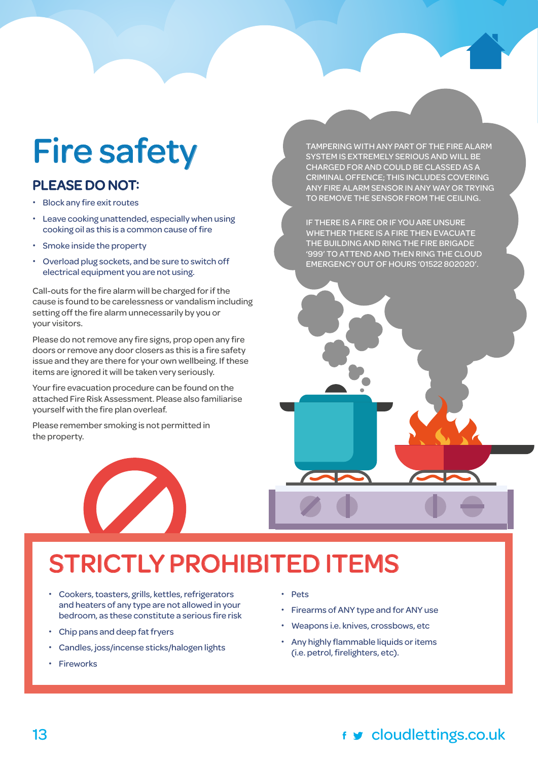# Fire safety

## PLEASE DO NOT:

- Block any fire exit routes
- Leave cooking unattended, especially when using cooking oil as this is a common cause of fire
- Smoke inside the property
- Overload plug sockets, and be sure to switch off electrical equipment you are not using.

Call-outs for the fire alarm will be charged for if the cause is found to be carelessness or vandalism including setting off the fire alarm unnecessarily by you or your visitors.

Please do not remove any fire signs, prop open any fire doors or remove any door closers as this is a fire safety issue and they are there for your own wellbeing. If these items are ignored it will be taken very seriously.

Your fire evacuation procedure can be found on the attached Fire Risk Assessment. Please also familiarise yourself with the fire plan overleaf.

Please remember smoking is not permitted in the property.

TAMPERING WITH ANY PART OF THE FIRE ALARM SYSTEM IS EXTREMELY SERIOUS AND WILL BE CHARGED FOR AND COULD BE CLASSED AS A CRIMINAL OFFENCE; THIS INCLUDES COVERING ANY FIRE ALARM SENSOR IN ANY WAY OR TRYING TO REMOVE THE SENSOR FROM THE CEILING.

IF THERE IS A FIRE OR IF YOU ARE UNSURE WHETHER THERE IS A FIRE THEN EVACUATE THE BUILDING AND RING THE FIRE BRIGADE '999' TO ATTEND AND THEN RING THE CLOUD EMERGENCY OUT OF HOURS '01522 802020'.

## STRICTLY PROHIBITED ITEMS

- Cookers, toasters, grills, kettles, refrigerators and heaters of any type are not allowed in your bedroom, as these constitute a serious fire risk
- Chip pans and deep fat fryers
- Candles, joss/incense sticks/halogen lights
- Fireworks
- Pets
- Firearms of ANY type and for ANY use
- Weapons i.e. knives, crossbows, etc
- Any highly flammable liquids or items (i.e. petrol, firelighters, etc).

cloudlettings.co.uk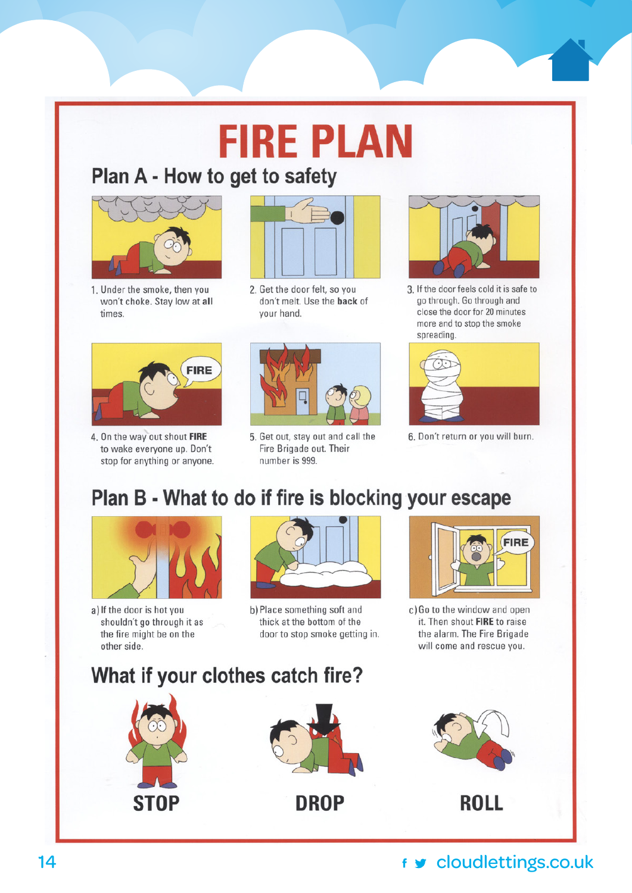# FIRE PLAN

## Plan A - How to get to safety

1. Under the smoke, then you won't choke. Stay low at **all** times.

2. Get the door felt, so you don't melt. Use the **back** of your hand.

3. If the door feels cold it is safe to go through. Go through and close the door for 20 minutes more and to stop the smoke spreading.

4. On the way out shout **FIRE** to wake everyone up. Don't stop for anything or anyone.

5. Get out, stay out and call the Fire Brigade out. Their number is 999.

6. Don't return or you will burn.

## Plan B - What to do if fire is blocking your escape

a) If the door is hot you shouldn't go through it as the fire might be on the other side.

b) Place something soft and thick at the bottom of the door to stop smoke getting in.

c) Go to the window and open it. Then shout **FIRE** to raise the alarm. The Fire Brigade will come and rescue you.

## What if your clothes catch fire?

STOP

DROP

ROLL

cloudlettings.co.uk